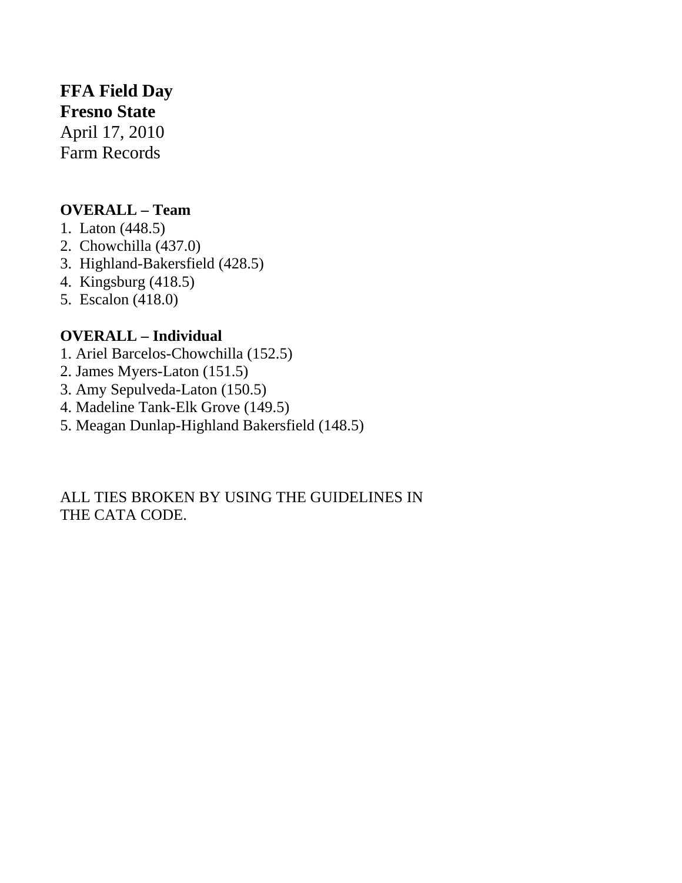**FFA Field Day**
**Fresno State**
April 17, 2010
Farm Records

**OVERALL – Team**

1. Laton (448.5)
2. Chowchilla (437.0)
3. Highland-Bakersfield (428.5)
4. Kingsburg (418.5)
5. Escalon (418.0)

**OVERALL – Individual**

1. Ariel Barcelos-Chowchilla (152.5)
2. James Myers-Laton (151.5)
3. Amy Sepulveda-Laton (150.5)
4. Madeline Tank-Elk Grove (149.5)
5. Meagan Dunlap-Highland Bakersfield (148.5)

ALL TIES BROKEN BY USING THE GUIDELINES IN THE CATA CODE.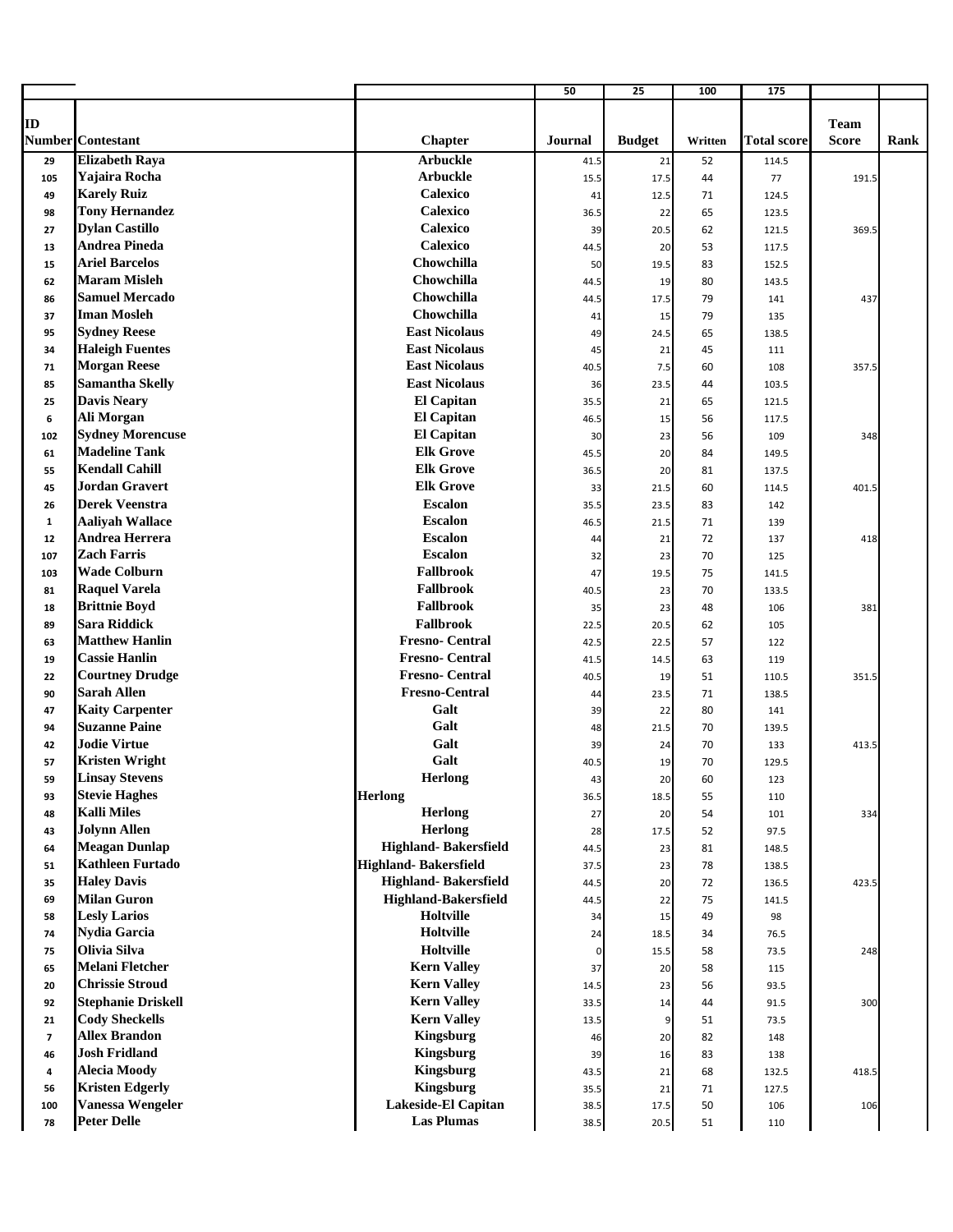| ID Number | Contestant | Chapter | Journal | Budget | Written | Total score | Team Score | Rank |
|---|---|---|---|---|---|---|---|---|
| | | | 50 | 25 | 100 | 175 | | |
| 29 | Elizabeth Raya | Arbuckle | 41.5 | 21 | 52 | 114.5 | | |
| 105 | Yajaira Rocha | Arbuckle | 15.5 | 17.5 | 44 | 77 | 191.5 | |
| 49 | Karely Ruiz | Calexico | 41 | 12.5 | 71 | 124.5 | | |
| 98 | Tony Hernandez | Calexico | 36.5 | 22 | 65 | 123.5 | | |
| 27 | Dylan Castillo | Calexico | 39 | 20.5 | 62 | 121.5 | 369.5 | |
| 13 | Andrea Pineda | Calexico | 44.5 | 20 | 53 | 117.5 | | |
| 15 | Ariel Barcelos | Chowchilla | 50 | 19.5 | 83 | 152.5 | | |
| 62 | Maram Misleh | Chowchilla | 44.5 | 19 | 80 | 143.5 | | |
| 86 | Samuel Mercado | Chowchilla | 44.5 | 17.5 | 79 | 141 | 437 | |
| 37 | Iman Mosleh | Chowchilla | 41 | 15 | 79 | 135 | | |
| 95 | Sydney Reese | East Nicolaus | 49 | 24.5 | 65 | 138.5 | | |
| 34 | Haleigh Fuentes | East Nicolaus | 45 | 21 | 45 | 111 | | |
| 71 | Morgan Reese | East Nicolaus | 40.5 | 7.5 | 60 | 108 | 357.5 | |
| 85 | Samantha Skelly | East Nicolaus | 36 | 23.5 | 44 | 103.5 | | |
| 25 | Davis Neary | El Capitan | 35.5 | 21 | 65 | 121.5 | | |
| 6 | Ali Morgan | El Capitan | 46.5 | 15 | 56 | 117.5 | | |
| 102 | Sydney Morencuse | El Capitan | 30 | 23 | 56 | 109 | 348 | |
| 61 | Madeline Tank | Elk Grove | 45.5 | 20 | 84 | 149.5 | | |
| 55 | Kendall Cahill | Elk Grove | 36.5 | 20 | 81 | 137.5 | | |
| 45 | Jordan Gravert | Elk Grove | 33 | 21.5 | 60 | 114.5 | 401.5 | |
| 26 | Derek Veenstra | Escalon | 35.5 | 23.5 | 83 | 142 | | |
| 1 | Aaliyah Wallace | Escalon | 46.5 | 21.5 | 71 | 139 | | |
| 12 | Andrea Herrera | Escalon | 44 | 21 | 72 | 137 | 418 | |
| 107 | Zach Farris | Escalon | 32 | 23 | 70 | 125 | | |
| 103 | Wade Colburn | Fallbrook | 47 | 19.5 | 75 | 141.5 | | |
| 81 | Raquel Varela | Fallbrook | 40.5 | 23 | 70 | 133.5 | | |
| 18 | Brittnie Boyd | Fallbrook | 35 | 23 | 48 | 106 | 381 | |
| 89 | Sara Riddick | Fallbrook | 22.5 | 20.5 | 62 | 105 | | |
| 63 | Matthew Hanlin | Fresno- Central | 42.5 | 22.5 | 57 | 122 | | |
| 19 | Cassie Hanlin | Fresno- Central | 41.5 | 14.5 | 63 | 119 | | |
| 22 | Courtney Drudge | Fresno- Central | 40.5 | 19 | 51 | 110.5 | 351.5 | |
| 90 | Sarah Allen | Fresno-Central | 44 | 23.5 | 71 | 138.5 | | |
| 47 | Kaity Carpenter | Galt | 39 | 22 | 80 | 141 | | |
| 94 | Suzanne Paine | Galt | 48 | 21.5 | 70 | 139.5 | | |
| 42 | Jodie Virtue | Galt | 39 | 24 | 70 | 133 | 413.5 | |
| 57 | Kristen Wright | Galt | 40.5 | 19 | 70 | 129.5 | | |
| 59 | Linsay Stevens | Herlong | 43 | 20 | 60 | 123 | | |
| 93 | Stevie Haghes | Herlong | 36.5 | 18.5 | 55 | 110 | | |
| 48 | Kalli Miles | Herlong | 27 | 20 | 54 | 101 | 334 | |
| 43 | Jolynn Allen | Herlong | 28 | 17.5 | 52 | 97.5 | | |
| 64 | Meagan Dunlap | Highland- Bakersfield | 44.5 | 23 | 81 | 148.5 | | |
| 51 | Kathleen Furtado | Highland- Bakersfield | 37.5 | 23 | 78 | 138.5 | | |
| 35 | Haley Davis | Highland- Bakersfield | 44.5 | 20 | 72 | 136.5 | 423.5 | |
| 69 | Milan Guron | Highland-Bakersfield | 44.5 | 22 | 75 | 141.5 | | |
| 58 | Lesly Larios | Holtville | 34 | 15 | 49 | 98 | | |
| 74 | Nydia Garcia | Holtville | 24 | 18.5 | 34 | 76.5 | | |
| 75 | Olivia Silva | Holtville | 0 | 15.5 | 58 | 73.5 | 248 | |
| 65 | Melani Fletcher | Kern Valley | 37 | 20 | 58 | 115 | | |
| 20 | Chrissie Stroud | Kern Valley | 14.5 | 23 | 56 | 93.5 | | |
| 92 | Stephanie Driskell | Kern Valley | 33.5 | 14 | 44 | 91.5 | 300 | |
| 21 | Cody Sheckells | Kern Valley | 13.5 | 9 | 51 | 73.5 | | |
| 7 | Allex Brandon | Kingsburg | 46 | 20 | 82 | 148 | | |
| 46 | Josh Fridland | Kingsburg | 39 | 16 | 83 | 138 | | |
| 4 | Alecia Moody | Kingsburg | 43.5 | 21 | 68 | 132.5 | 418.5 | |
| 56 | Kristen Edgerly | Kingsburg | 35.5 | 21 | 71 | 127.5 | | |
| 100 | Vanessa Wengeler | Lakeside-El Capitan | 38.5 | 17.5 | 50 | 106 | 106 | |
| 78 | Peter Delle | Las Plumas | 38.5 | 20.5 | 51 | 110 | | |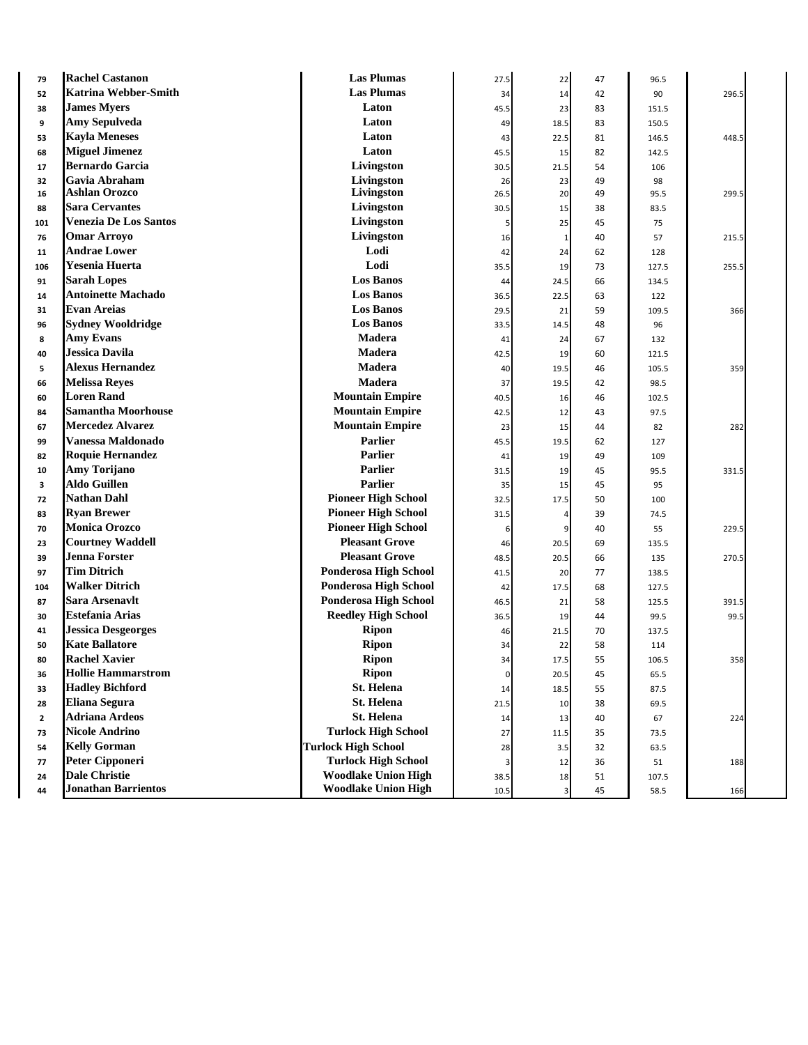| | | | | | | | |
|---|---|---|---|---|---|---|---|
| 79 | **Rachel Castanon** | **Las Plumas** | 27.5 | 22 | 47 | 96.5 | |
| 52 | **Katrina Webber-Smith** | **Las Plumas** | 34 | 14 | 42 | 90 | 296.5 |
| 38 | **James Myers** | **Laton** | 45.5 | 23 | 83 | 151.5 | |
| 9 | **Amy Sepulveda** | **Laton** | 49 | 18.5 | 83 | 150.5 | |
| 53 | **Kayla Meneses** | **Laton** | 43 | 22.5 | 81 | 146.5 | 448.5 |
| 68 | **Miguel Jimenez** | **Laton** | 45.5 | 15 | 82 | 142.5 | |
| 17 | **Bernardo Garcia** | **Livingston** | 30.5 | 21.5 | 54 | 106 | |
| 32 | **Gavia Abraham** | **Livingston** | 26 | 23 | 49 | 98 | |
| 16 | **Ashlan Orozco** | **Livingston** | 26.5 | 20 | 49 | 95.5 | 299.5 |
| 88 | **Sara Cervantes** | **Livingston** | 30.5 | 15 | 38 | 83.5 | |
| 101 | **Venezia De Los Santos** | **Livingston** | 5 | 25 | 45 | 75 | |
| 76 | **Omar Arroyo** | **Livingston** | 16 | 1 | 40 | 57 | 215.5 |
| 11 | **Andrae Lower** | **Lodi** | 42 | 24 | 62 | 128 | |
| 106 | **Yesenia Huerta** | **Lodi** | 35.5 | 19 | 73 | 127.5 | 255.5 |
| 91 | **Sarah Lopes** | **Los Banos** | 44 | 24.5 | 66 | 134.5 | |
| 14 | **Antoinette Machado** | **Los Banos** | 36.5 | 22.5 | 63 | 122 | |
| 31 | **Evan Areias** | **Los Banos** | 29.5 | 21 | 59 | 109.5 | 366 |
| 96 | **Sydney Wooldridge** | **Los Banos** | 33.5 | 14.5 | 48 | 96 | |
| 8 | **Amy Evans** | **Madera** | 41 | 24 | 67 | 132 | |
| 40 | **Jessica Davila** | **Madera** | 42.5 | 19 | 60 | 121.5 | |
| 5 | **Alexus Hernandez** | **Madera** | 40 | 19.5 | 46 | 105.5 | 359 |
| 66 | **Melissa Reyes** | **Madera** | 37 | 19.5 | 42 | 98.5 | |
| 60 | **Loren Rand** | **Mountain Empire** | 40.5 | 16 | 46 | 102.5 | |
| 84 | **Samantha Moorhouse** | **Mountain Empire** | 42.5 | 12 | 43 | 97.5 | |
| 67 | **Mercedez Alvarez** | **Mountain Empire** | 23 | 15 | 44 | 82 | 282 |
| 99 | **Vanessa Maldonado** | **Parlier** | 45.5 | 19.5 | 62 | 127 | |
| 82 | **Roquie Hernandez** | **Parlier** | 41 | 19 | 49 | 109 | |
| 10 | **Amy Torijano** | **Parlier** | 31.5 | 19 | 45 | 95.5 | 331.5 |
| 3 | **Aldo Guillen** | **Parlier** | 35 | 15 | 45 | 95 | |
| 72 | **Nathan Dahl** | **Pioneer High School** | 32.5 | 17.5 | 50 | 100 | |
| 83 | **Ryan Brewer** | **Pioneer High School** | 31.5 | 4 | 39 | 74.5 | |
| 70 | **Monica Orozco** | **Pioneer High School** | 6 | 9 | 40 | 55 | 229.5 |
| 23 | **Courtney Waddell** | **Pleasant Grove** | 46 | 20.5 | 69 | 135.5 | |
| 39 | **Jenna Forster** | **Pleasant Grove** | 48.5 | 20.5 | 66 | 135 | 270.5 |
| 97 | **Tim Ditrich** | **Ponderosa High School** | 41.5 | 20 | 77 | 138.5 | |
| 104 | **Walker Ditrich** | **Ponderosa High School** | 42 | 17.5 | 68 | 127.5 | |
| 87 | **Sara Arsenavlt** | **Ponderosa High School** | 46.5 | 21 | 58 | 125.5 | 391.5 |
| 30 | **Estefania Arias** | **Reedley High School** | 36.5 | 19 | 44 | 99.5 | 99.5 |
| 41 | **Jessica Desgeorges** | **Ripon** | 46 | 21.5 | 70 | 137.5 | |
| 50 | **Kate Ballatore** | **Ripon** | 34 | 22 | 58 | 114 | |
| 80 | **Rachel Xavier** | **Ripon** | 34 | 17.5 | 55 | 106.5 | 358 |
| 36 | **Hollie Hammarstrom** | **Ripon** | 0 | 20.5 | 45 | 65.5 | |
| 33 | **Hadley Bichford** | **St. Helena** | 14 | 18.5 | 55 | 87.5 | |
| 28 | **Eliana Segura** | **St. Helena** | 21.5 | 10 | 38 | 69.5 | |
| 2 | **Adriana Ardeos** | **St. Helena** | 14 | 13 | 40 | 67 | 224 |
| 73 | **Nicole Andrino** | **Turlock High School** | 27 | 11.5 | 35 | 73.5 | |
| 54 | **Kelly Gorman** | **Turlock High School** | 28 | 3.5 | 32 | 63.5 | |
| 77 | **Peter Cipponeri** | **Turlock High School** | 3 | 12 | 36 | 51 | 188 |
| 24 | **Dale Christie** | **Woodlake Union High** | 38.5 | 18 | 51 | 107.5 | |
| 44 | **Jonathan Barrientos** | **Woodlake Union High** | 10.5 | 3 | 45 | 58.5 | 166 |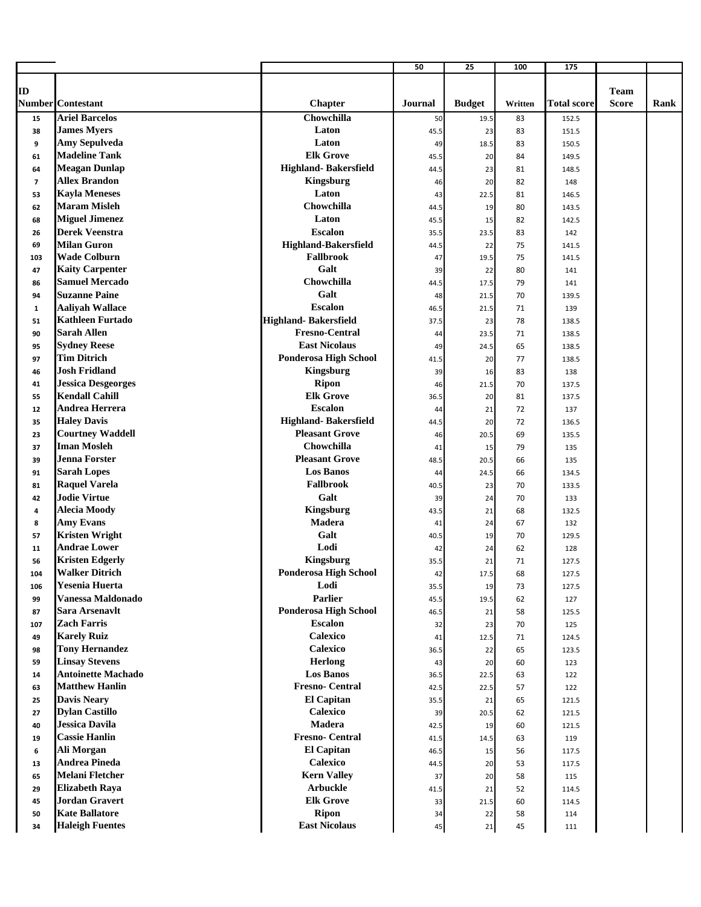| | | | 50 | 25 | 100 | 175 | | |
|---|---|---|---|---|---|---|---|---|
| ID Number | Contestant | Chapter | Journal | Budget | Written | Total score | Team Score | Rank |
| 15 | Ariel Barcelos | Chowchilla | 50 | 19.5 | 83 | 152.5 | | |
| 38 | James Myers | Laton | 45.5 | 23 | 83 | 151.5 | | |
| 9 | Amy Sepulveda | Laton | 49 | 18.5 | 83 | 150.5 | | |
| 61 | Madeline Tank | Elk Grove | 45.5 | 20 | 84 | 149.5 | | |
| 64 | Meagan Dunlap | Highland- Bakersfield | 44.5 | 23 | 81 | 148.5 | | |
| 7 | Allex Brandon | Kingsburg | 46 | 20 | 82 | 148 | | |
| 53 | Kayla Meneses | Laton | 43 | 22.5 | 81 | 146.5 | | |
| 62 | Maram Misleh | Chowchilla | 44.5 | 19 | 80 | 143.5 | | |
| 68 | Miguel Jimenez | Laton | 45.5 | 15 | 82 | 142.5 | | |
| 26 | Derek Veenstra | Escalon | 35.5 | 23.5 | 83 | 142 | | |
| 69 | Milan Guron | Highland-Bakersfield | 44.5 | 22 | 75 | 141.5 | | |
| 103 | Wade Colburn | Fallbrook | 47 | 19.5 | 75 | 141.5 | | |
| 47 | Kaity Carpenter | Galt | 39 | 22 | 80 | 141 | | |
| 86 | Samuel Mercado | Chowchilla | 44.5 | 17.5 | 79 | 141 | | |
| 94 | Suzanne Paine | Galt | 48 | 21.5 | 70 | 139.5 | | |
| 1 | Aaliyah Wallace | Escalon | 46.5 | 21.5 | 71 | 139 | | |
| 51 | Kathleen Furtado | Highland- Bakersfield | 37.5 | 23 | 78 | 138.5 | | |
| 90 | Sarah Allen | Fresno-Central | 44 | 23.5 | 71 | 138.5 | | |
| 95 | Sydney Reese | East Nicolaus | 49 | 24.5 | 65 | 138.5 | | |
| 97 | Tim Ditrich | Ponderosa High School | 41.5 | 20 | 77 | 138.5 | | |
| 46 | Josh Fridland | Kingsburg | 39 | 16 | 83 | 138 | | |
| 41 | Jessica Desgeorges | Ripon | 46 | 21.5 | 70 | 137.5 | | |
| 55 | Kendall Cahill | Elk Grove | 36.5 | 20 | 81 | 137.5 | | |
| 12 | Andrea Herrera | Escalon | 44 | 21 | 72 | 137 | | |
| 35 | Haley Davis | Highland- Bakersfield | 44.5 | 20 | 72 | 136.5 | | |
| 23 | Courtney Waddell | Pleasant Grove | 46 | 20.5 | 69 | 135.5 | | |
| 37 | Iman Mosleh | Chowchilla | 41 | 15 | 79 | 135 | | |
| 39 | Jenna Forster | Pleasant Grove | 48.5 | 20.5 | 66 | 135 | | |
| 91 | Sarah Lopes | Los Banos | 44 | 24.5 | 66 | 134.5 | | |
| 81 | Raquel Varela | Fallbrook | 40.5 | 23 | 70 | 133.5 | | |
| 42 | Jodie Virtue | Galt | 39 | 24 | 70 | 133 | | |
| 4 | Alecia Moody | Kingsburg | 43.5 | 21 | 68 | 132.5 | | |
| 8 | Amy Evans | Madera | 41 | 24 | 67 | 132 | | |
| 57 | Kristen Wright | Galt | 40.5 | 19 | 70 | 129.5 | | |
| 11 | Andrae Lower | Lodi | 42 | 24 | 62 | 128 | | |
| 56 | Kristen Edgerly | Kingsburg | 35.5 | 21 | 71 | 127.5 | | |
| 104 | Walker Ditrich | Ponderosa High School | 42 | 17.5 | 68 | 127.5 | | |
| 106 | Yesenia Huerta | Lodi | 35.5 | 19 | 73 | 127.5 | | |
| 99 | Vanessa Maldonado | Parlier | 45.5 | 19.5 | 62 | 127 | | |
| 87 | Sara Arsenavlt | Ponderosa High School | 46.5 | 21 | 58 | 125.5 | | |
| 107 | Zach Farris | Escalon | 32 | 23 | 70 | 125 | | |
| 49 | Karely Ruiz | Calexico | 41 | 12.5 | 71 | 124.5 | | |
| 98 | Tony Hernandez | Calexico | 36.5 | 22 | 65 | 123.5 | | |
| 59 | Linsay Stevens | Herlong | 43 | 20 | 60 | 123 | | |
| 14 | Antoinette Machado | Los Banos | 36.5 | 22.5 | 63 | 122 | | |
| 63 | Matthew Hanlin | Fresno- Central | 42.5 | 22.5 | 57 | 122 | | |
| 25 | Davis Neary | El Capitan | 35.5 | 21 | 65 | 121.5 | | |
| 27 | Dylan Castillo | Calexico | 39 | 20.5 | 62 | 121.5 | | |
| 40 | Jessica Davila | Madera | 42.5 | 19 | 60 | 121.5 | | |
| 19 | Cassie Hanlin | Fresno- Central | 41.5 | 14.5 | 63 | 119 | | |
| 6 | Ali Morgan | El Capitan | 46.5 | 15 | 56 | 117.5 | | |
| 13 | Andrea Pineda | Calexico | 44.5 | 20 | 53 | 117.5 | | |
| 65 | Melani Fletcher | Kern Valley | 37 | 20 | 58 | 115 | | |
| 29 | Elizabeth Raya | Arbuckle | 41.5 | 21 | 52 | 114.5 | | |
| 45 | Jordan Gravert | Elk Grove | 33 | 21.5 | 60 | 114.5 | | |
| 50 | Kate Ballatore | Ripon | 34 | 22 | 58 | 114 | | |
| 34 | Haleigh Fuentes | East Nicolaus | 45 | 21 | 45 | 111 | | |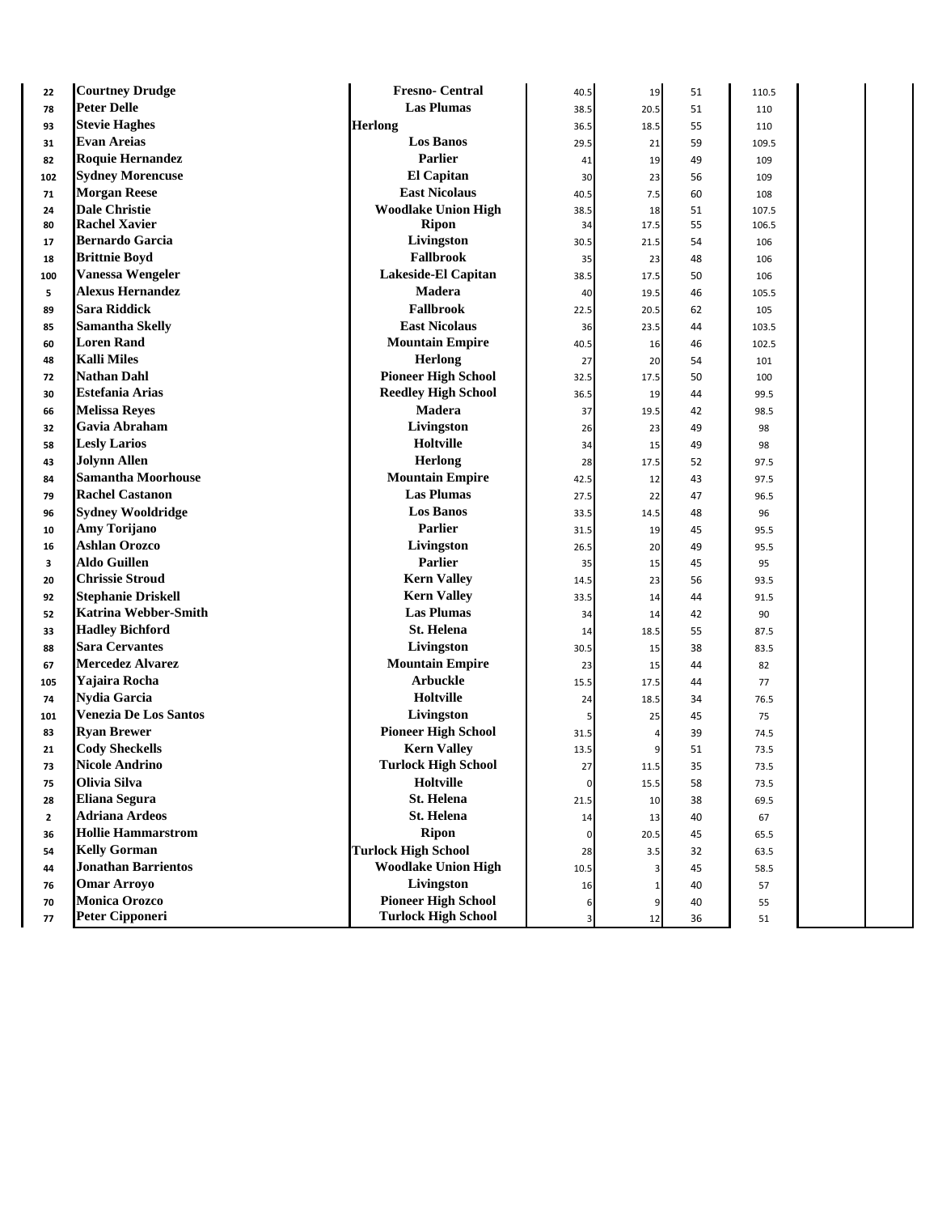| | | | | | | | | |
|---|---|---|---|---|---|---|---|---|
| 22 | **Courtney Drudge** | **Fresno- Central** | 40.5 | 19 | 51 | 110.5 | | |
| 78 | **Peter Delle** | **Las Plumas** | 38.5 | 20.5 | 51 | 110 | | |
| 93 | **Stevie Haghes** | **Herlong** | 36.5 | 18.5 | 55 | 110 | | |
| 31 | **Evan Areias** | **Los Banos** | 29.5 | 21 | 59 | 109.5 | | |
| 82 | **Roquie Hernandez** | **Parlier** | 41 | 19 | 49 | 109 | | |
| 102 | **Sydney Morencuse** | **El Capitan** | 30 | 23 | 56 | 109 | | |
| 71 | **Morgan Reese** | **East Nicolaus** | 40.5 | 7.5 | 60 | 108 | | |
| 24 | **Dale Christie** | **Woodlake Union High** | 38.5 | 18 | 51 | 107.5 | | |
| 80 | **Rachel Xavier** | **Ripon** | 34 | 17.5 | 55 | 106.5 | | |
| 17 | **Bernardo Garcia** | **Livingston** | 30.5 | 21.5 | 54 | 106 | | |
| 18 | **Brittnie Boyd** | **Fallbrook** | 35 | 23 | 48 | 106 | | |
| 100 | **Vanessa Wengeler** | **Lakeside-El Capitan** | 38.5 | 17.5 | 50 | 106 | | |
| 5 | **Alexus Hernandez** | **Madera** | 40 | 19.5 | 46 | 105.5 | | |
| 89 | **Sara Riddick** | **Fallbrook** | 22.5 | 20.5 | 62 | 105 | | |
| 85 | **Samantha Skelly** | **East Nicolaus** | 36 | 23.5 | 44 | 103.5 | | |
| 60 | **Loren Rand** | **Mountain Empire** | 40.5 | 16 | 46 | 102.5 | | |
| 48 | **Kalli Miles** | **Herlong** | 27 | 20 | 54 | 101 | | |
| 72 | **Nathan Dahl** | **Pioneer High School** | 32.5 | 17.5 | 50 | 100 | | |
| 30 | **Estefania Arias** | **Reedley High School** | 36.5 | 19 | 44 | 99.5 | | |
| 66 | **Melissa Reyes** | **Madera** | 37 | 19.5 | 42 | 98.5 | | |
| 32 | **Gavia Abraham** | **Livingston** | 26 | 23 | 49 | 98 | | |
| 58 | **Lesly Larios** | **Holtville** | 34 | 15 | 49 | 98 | | |
| 43 | **Jolynn Allen** | **Herlong** | 28 | 17.5 | 52 | 97.5 | | |
| 84 | **Samantha Moorhouse** | **Mountain Empire** | 42.5 | 12 | 43 | 97.5 | | |
| 79 | **Rachel Castanon** | **Las Plumas** | 27.5 | 22 | 47 | 96.5 | | |
| 96 | **Sydney Wooldridge** | **Los Banos** | 33.5 | 14.5 | 48 | 96 | | |
| 10 | **Amy Torijano** | **Parlier** | 31.5 | 19 | 45 | 95.5 | | |
| 16 | **Ashlan Orozco** | **Livingston** | 26.5 | 20 | 49 | 95.5 | | |
| 3 | **Aldo Guillen** | **Parlier** | 35 | 15 | 45 | 95 | | |
| 20 | **Chrissie Stroud** | **Kern Valley** | 14.5 | 23 | 56 | 93.5 | | |
| 92 | **Stephanie Driskell** | **Kern Valley** | 33.5 | 14 | 44 | 91.5 | | |
| 52 | **Katrina Webber-Smith** | **Las Plumas** | 34 | 14 | 42 | 90 | | |
| 33 | **Hadley Bichford** | **St. Helena** | 14 | 18.5 | 55 | 87.5 | | |
| 88 | **Sara Cervantes** | **Livingston** | 30.5 | 15 | 38 | 83.5 | | |
| 67 | **Mercedez Alvarez** | **Mountain Empire** | 23 | 15 | 44 | 82 | | |
| 105 | **Yajaira Rocha** | **Arbuckle** | 15.5 | 17.5 | 44 | 77 | | |
| 74 | **Nydia Garcia** | **Holtville** | 24 | 18.5 | 34 | 76.5 | | |
| 101 | **Venezia De Los Santos** | **Livingston** | 5 | 25 | 45 | 75 | | |
| 83 | **Ryan Brewer** | **Pioneer High School** | 31.5 | 4 | 39 | 74.5 | | |
| 21 | **Cody Sheckells** | **Kern Valley** | 13.5 | 9 | 51 | 73.5 | | |
| 73 | **Nicole Andrino** | **Turlock High School** | 27 | 11.5 | 35 | 73.5 | | |
| 75 | **Olivia Silva** | **Holtville** | 0 | 15.5 | 58 | 73.5 | | |
| 28 | **Eliana Segura** | **St. Helena** | 21.5 | 10 | 38 | 69.5 | | |
| 2 | **Adriana Ardeos** | **St. Helena** | 14 | 13 | 40 | 67 | | |
| 36 | **Hollie Hammarstrom** | **Ripon** | 0 | 20.5 | 45 | 65.5 | | |
| 54 | **Kelly Gorman** | **Turlock High School** | 28 | 3.5 | 32 | 63.5 | | |
| 44 | **Jonathan Barrientos** | **Woodlake Union High** | 10.5 | 3 | 45 | 58.5 | | |
| 76 | **Omar Arroyo** | **Livingston** | 16 | 1 | 40 | 57 | | |
| 70 | **Monica Orozco** | **Pioneer High School** | 6 | 9 | 40 | 55 | | |
| 77 | **Peter Cipponeri** | **Turlock High School** | 3 | 12 | 36 | 51 | | |